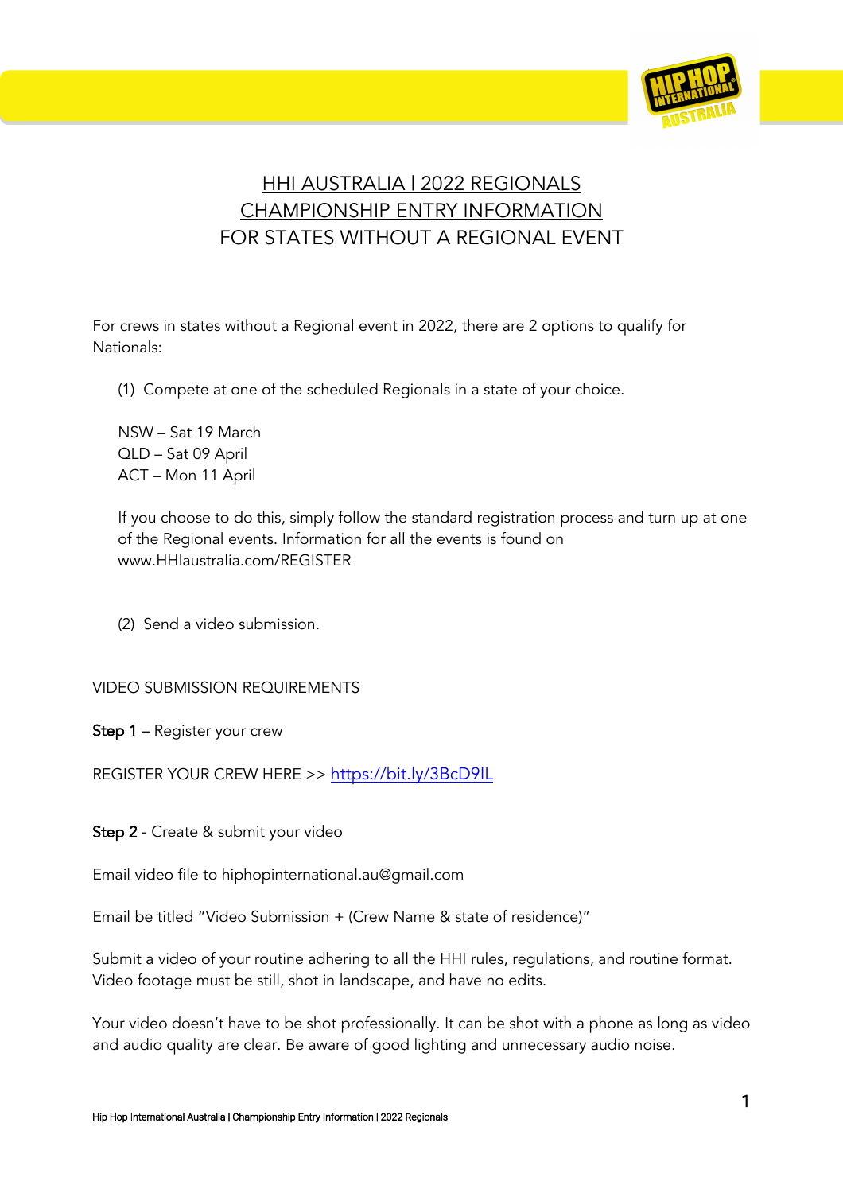# HHI AUSTRALIA | 2022 REGIONALS CHAMPIONSHIP ENTRY INFORMATION FOR STATES WITHOUT A REGIONAL EVENT

For crews in states without a Regional event in 2022, there are 2 options to qualify for Nationals:

(1) Compete at one of the scheduled Regionals in a state of your choice.

NSW – Sat 19 March
QLD – Sat 09 April
ACT – Mon 11 April

If you choose to do this, simply follow the standard registration process and turn up at one of the Regional events. Information for all the events is found on www.HHIaustralia.com/REGISTER

(2) Send a video submission.

VIDEO SUBMISSION REQUIREMENTS

**Step 1** – Register your crew

REGISTER YOUR CREW HERE >> [https://bit.ly/3BcD9IL](https://bit.ly/3BcD9IL)

**Step 2** - Create & submit your video

Email video file to hiphopinternational.au@gmail.com

Email be titled "Video Submission + (Crew Name & state of residence)"

Submit a video of your routine adhering to all the HHI rules, regulations, and routine format. Video footage must be still, shot in landscape, and have no edits.

Your video doesn't have to be shot professionally. It can be shot with a phone as long as video and audio quality are clear. Be aware of good lighting and unnecessary audio noise.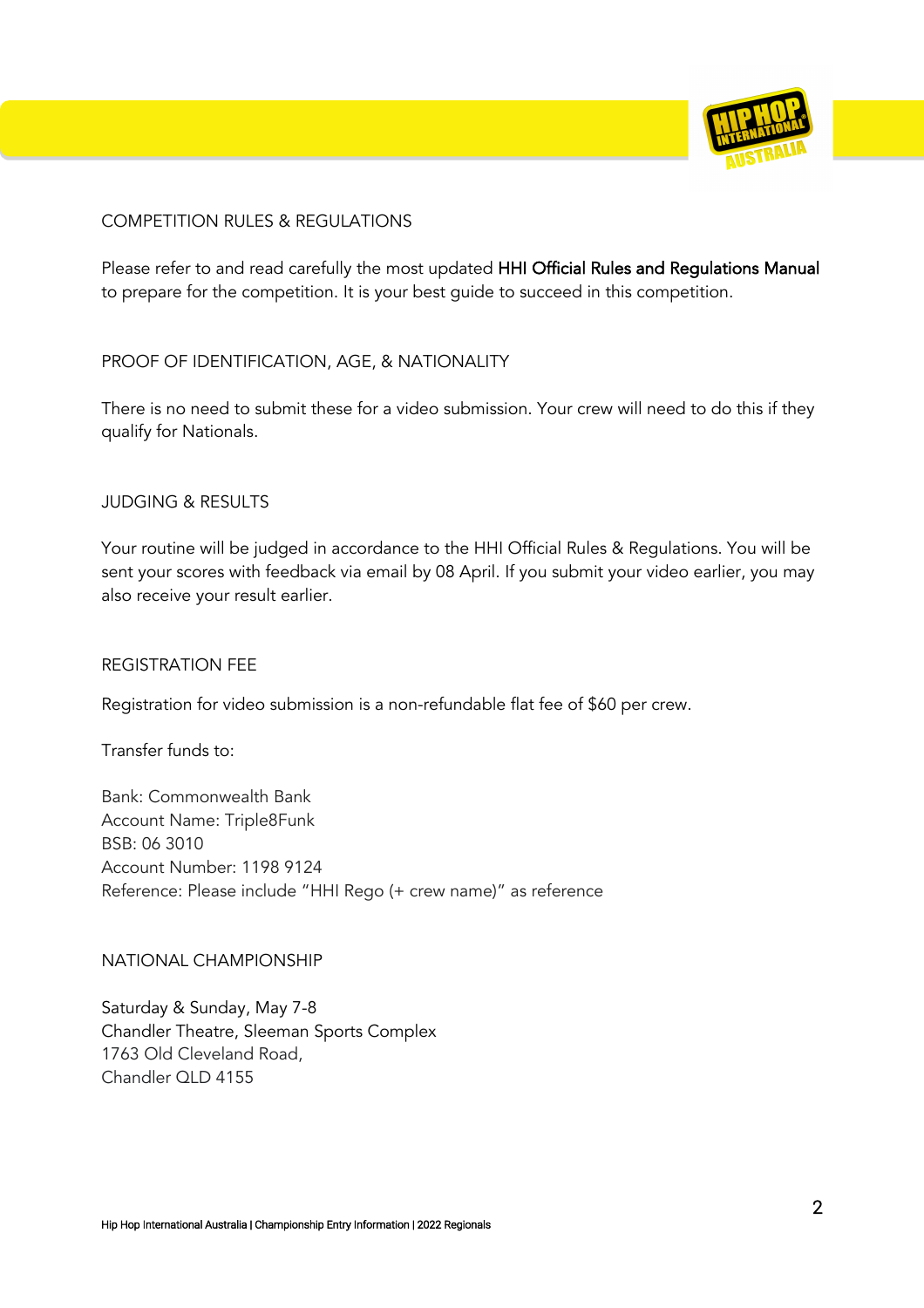## COMPETITION RULES & REGULATIONS

Please refer to and read carefully the most updated **HHI Official Rules and Regulations Manual** to prepare for the competition. It is your best guide to succeed in this competition.

## PROOF OF IDENTIFICATION, AGE, & NATIONALITY

There is no need to submit these for a video submission. Your crew will need to do this if they qualify for Nationals.

## JUDGING & RESULTS

Your routine will be judged in accordance to the HHI Official Rules & Regulations. You will be sent your scores with feedback via email by 08 April. If you submit your video earlier, you may also receive your result earlier.

## REGISTRATION FEE

Registration for video submission is a non-refundable flat fee of $60 per crew.

Transfer funds to:

Bank: Commonwealth Bank
Account Name: Triple8Funk
BSB: 06 3010
Account Number: 1198 9124
Reference: Please include "HHI Rego (+ crew name)" as reference

## NATIONAL CHAMPIONSHIP

Saturday & Sunday, May 7-8
Chandler Theatre, Sleeman Sports Complex
1763 Old Cleveland Road,
Chandler QLD 4155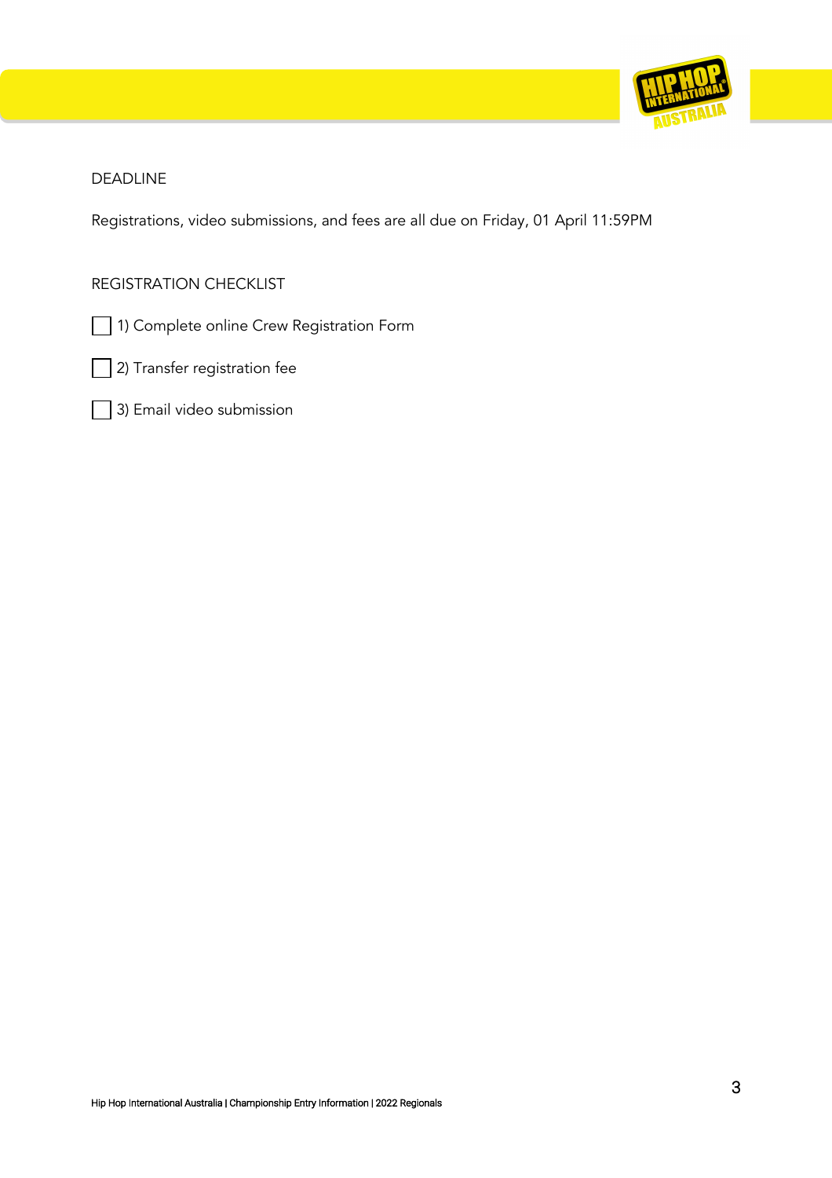## DEADLINE

Registrations, video submissions, and fees are all due on Friday, 01 April 11:59PM

## REGISTRATION CHECKLIST

- [ ] 1) Complete online Crew Registration Form
- [ ] 2) Transfer registration fee
- [ ] 3) Email video submission